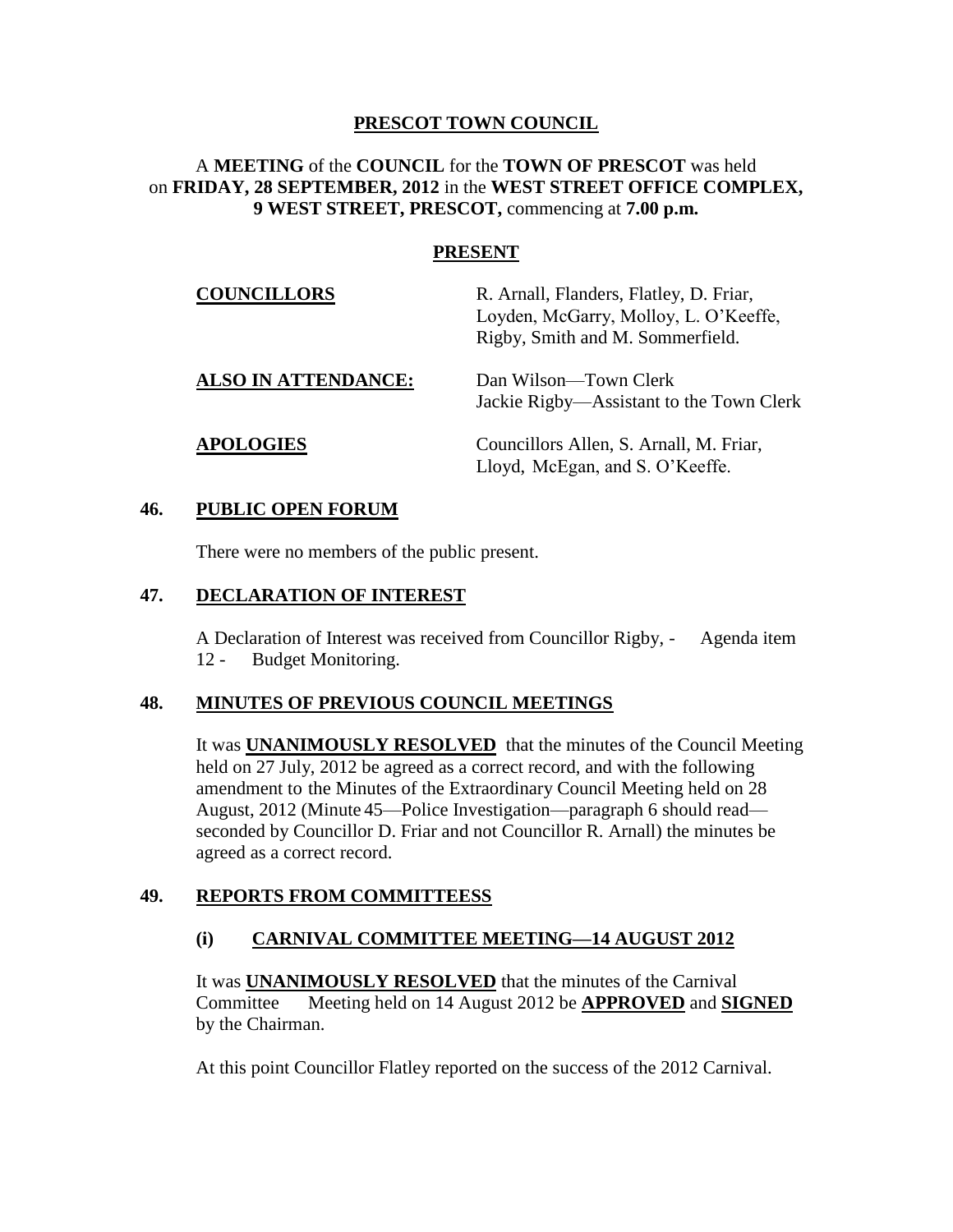# PRESCOT TOWN COUNCIL

A **MEETING** of the **COUNCIL** for the **TOWN OF PRESCOT** was held on **FRIDAY, 28 SEPTEMBER, 2012** in the **WEST STREET OFFICE COMPLEX, 9 WEST STREET, PRESCOT,** commencing at **7.00 p.m.**

## PRESENT

**COUNCILLORS** R. Arnall, Flanders, Flatley, D. Friar, Loyden, McGarry, Molloy, L. O'Keeffe, Rigby, Smith and M. Sommerfield.

**ALSO IN ATTENDANCE:** Dan Wilson—Town Clerk
Jackie Rigby—Assistant to the Town Clerk

**APOLOGIES** Councillors Allen, S. Arnall, M. Friar, Lloyd, McEgan, and S. O'Keeffe.

## 46. PUBLIC OPEN FORUM

There were no members of the public present.

## 47. DECLARATION OF INTEREST

A Declaration of Interest was received from Councillor Rigby, - Agenda item 12 - Budget Monitoring.

## 48. MINUTES OF PREVIOUS COUNCIL MEETINGS

It was **UNANIMOUSLY RESOLVED** that the minutes of the Council Meeting held on 27 July, 2012 be agreed as a correct record, and with the following amendment to the Minutes of the Extraordinary Council Meeting held on 28 August, 2012 (Minute 45—Police Investigation—paragraph 6 should read—seconded by Councillor D. Friar and not Councillor R. Arnall) the minutes be agreed as a correct record.

## 49. REPORTS FROM COMMITTEESS

### (i) CARNIVAL COMMITTEE MEETING—14 AUGUST 2012

It was **UNANIMOUSLY RESOLVED** that the minutes of the Carnival Committee Meeting held on 14 August 2012 be **APPROVED** and **SIGNED** by the Chairman.

At this point Councillor Flatley reported on the success of the 2012 Carnival.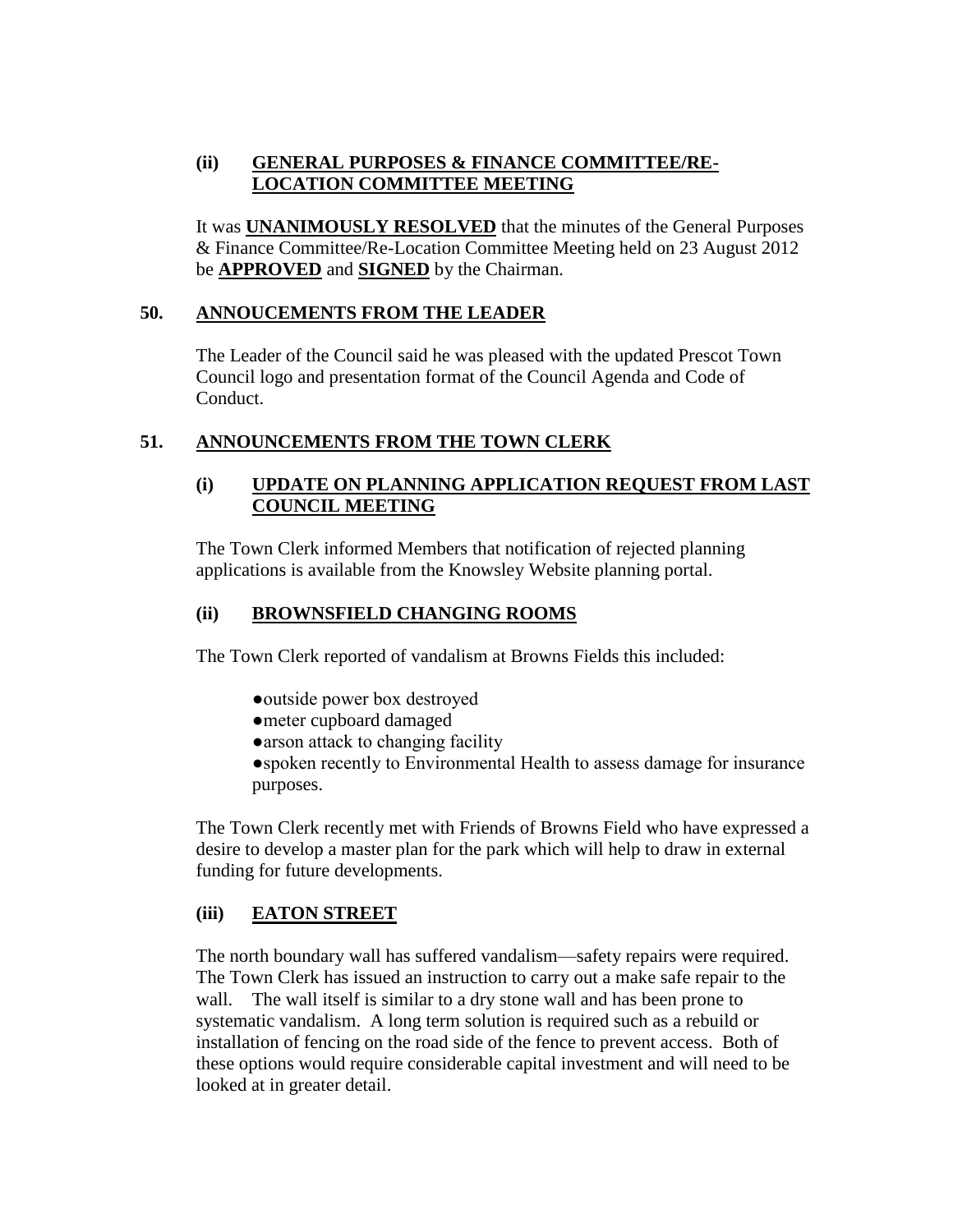### (ii) **GENERAL PURPOSES & FINANCE COMMITTEE/RE-LOCATION COMMITTEE MEETING**

It was **UNANIMOUSLY RESOLVED** that the minutes of the General Purposes & Finance Committee/Re-Location Committee Meeting held on 23 August 2012 be **APPROVED** and **SIGNED** by the Chairman.

## 50. ANNOUCEMENTS FROM THE LEADER

The Leader of the Council said he was pleased with the updated Prescot Town Council logo and presentation format of the Council Agenda and Code of Conduct.

## 51. ANNOUNCEMENTS FROM THE TOWN CLERK

### (i) **UPDATE ON PLANNING APPLICATION REQUEST FROM LAST COUNCIL MEETING**

The Town Clerk informed Members that notification of rejected planning applications is available from the Knowsley Website planning portal.

### (ii) **BROWNSFIELD CHANGING ROOMS**

The Town Clerk reported of vandalism at Browns Fields this included:

- outside power box destroyed
- meter cupboard damaged
- arson attack to changing facility
- spoken recently to Environmental Health to assess damage for insurance purposes.

The Town Clerk recently met with Friends of Browns Field who have expressed a desire to develop a master plan for the park which will help to draw in external funding for future developments.

### (iii) **EATON STREET**

The north boundary wall has suffered vandalism—safety repairs were required. The Town Clerk has issued an instruction to carry out a make safe repair to the wall. The wall itself is similar to a dry stone wall and has been prone to systematic vandalism. A long term solution is required such as a rebuild or installation of fencing on the road side of the fence to prevent access. Both of these options would require considerable capital investment and will need to be looked at in greater detail.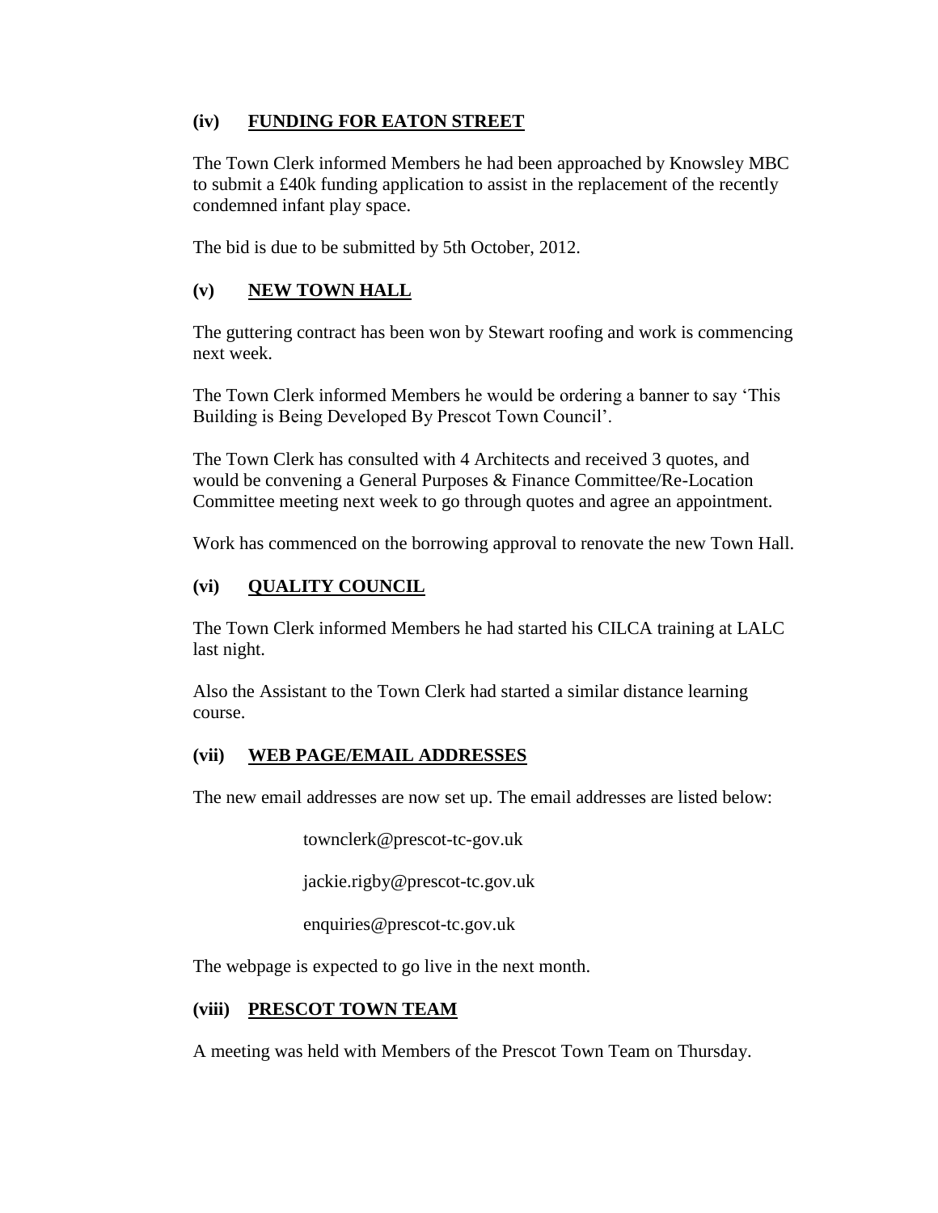### (iv) FUNDING FOR EATON STREET

The Town Clerk informed Members he had been approached by Knowsley MBC to submit a £40k funding application to assist in the replacement of the recently condemned infant play space.

The bid is due to be submitted by 5th October, 2012.

### (v) NEW TOWN HALL

The guttering contract has been won by Stewart roofing and work is commencing next week.

The Town Clerk informed Members he would be ordering a banner to say 'This Building is Being Developed By Prescot Town Council'.

The Town Clerk has consulted with 4 Architects and received 3 quotes, and would be convening a General Purposes & Finance Committee/Re-Location Committee meeting next week to go through quotes and agree an appointment.

Work has commenced on the borrowing approval to renovate the new Town Hall.

### (vi) QUALITY COUNCIL

The Town Clerk informed Members he had started his CILCA training at LALC last night.

Also the Assistant to the Town Clerk had started a similar distance learning course.

### (vii) WEB PAGE/EMAIL ADDRESSES

The new email addresses are now set up. The email addresses are listed below:

townclerk@prescot-tc-gov.uk

jackie.rigby@prescot-tc.gov.uk

enquiries@prescot-tc.gov.uk

The webpage is expected to go live in the next month.

### (viii) PRESCOT TOWN TEAM

A meeting was held with Members of the Prescot Town Team on Thursday.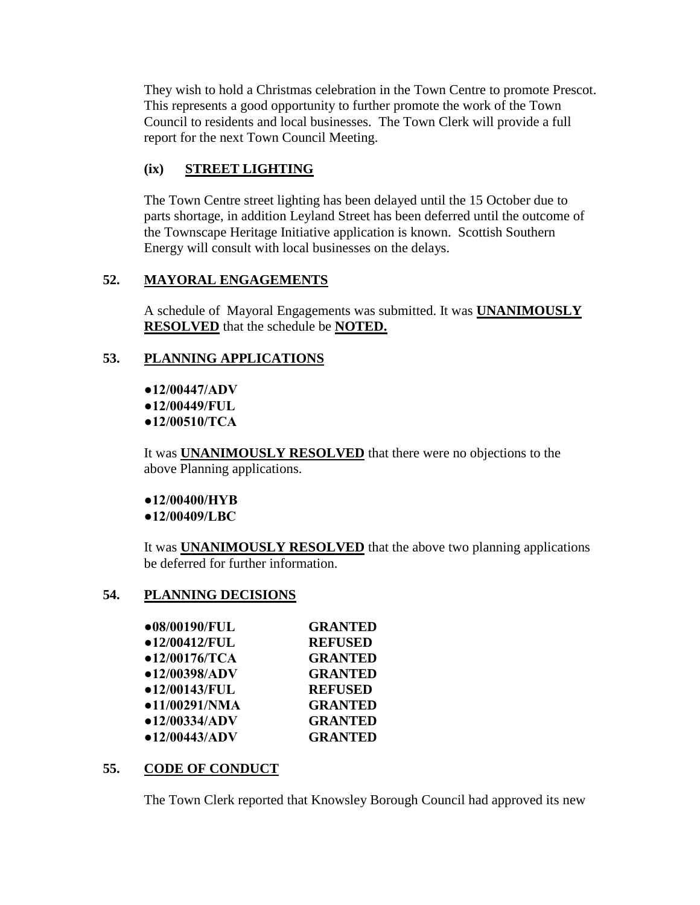They wish to hold a Christmas celebration in the Town Centre to promote Prescot. This represents a good opportunity to further promote the work of the Town Council to residents and local businesses. The Town Clerk will provide a full report for the next Town Council Meeting.

### (ix) STREET LIGHTING

The Town Centre street lighting has been delayed until the 15 October due to parts shortage, in addition Leyland Street has been deferred until the outcome of the Townscape Heritage Initiative application is known. Scottish Southern Energy will consult with local businesses on the delays.

## 52. MAYORAL ENGAGEMENTS

A schedule of Mayoral Engagements was submitted. It was **UNANIMOUSLY RESOLVED** that the schedule be **NOTED.**

## 53. PLANNING APPLICATIONS

**●12/00447/ADV**
**●12/00449/FUL**
**●12/00510/TCA**

It was **UNANIMOUSLY RESOLVED** that there were no objections to the above Planning applications.

**●12/00400/HYB**
**●12/00409/LBC**

It was **UNANIMOUSLY RESOLVED** that the above two planning applications be deferred for further information.

## 54. PLANNING DECISIONS

| | |
|---|---|
| **●08/00190/FUL** | **GRANTED** |
| **●12/00412/FUL** | **REFUSED** |
| **●12/00176/TCA** | **GRANTED** |
| **●12/00398/ADV** | **GRANTED** |
| **●12/00143/FUL** | **REFUSED** |
| **●11/00291/NMA** | **GRANTED** |
| **●12/00334/ADV** | **GRANTED** |
| **●12/00443/ADV** | **GRANTED** |

## 55. CODE OF CONDUCT

The Town Clerk reported that Knowsley Borough Council had approved its new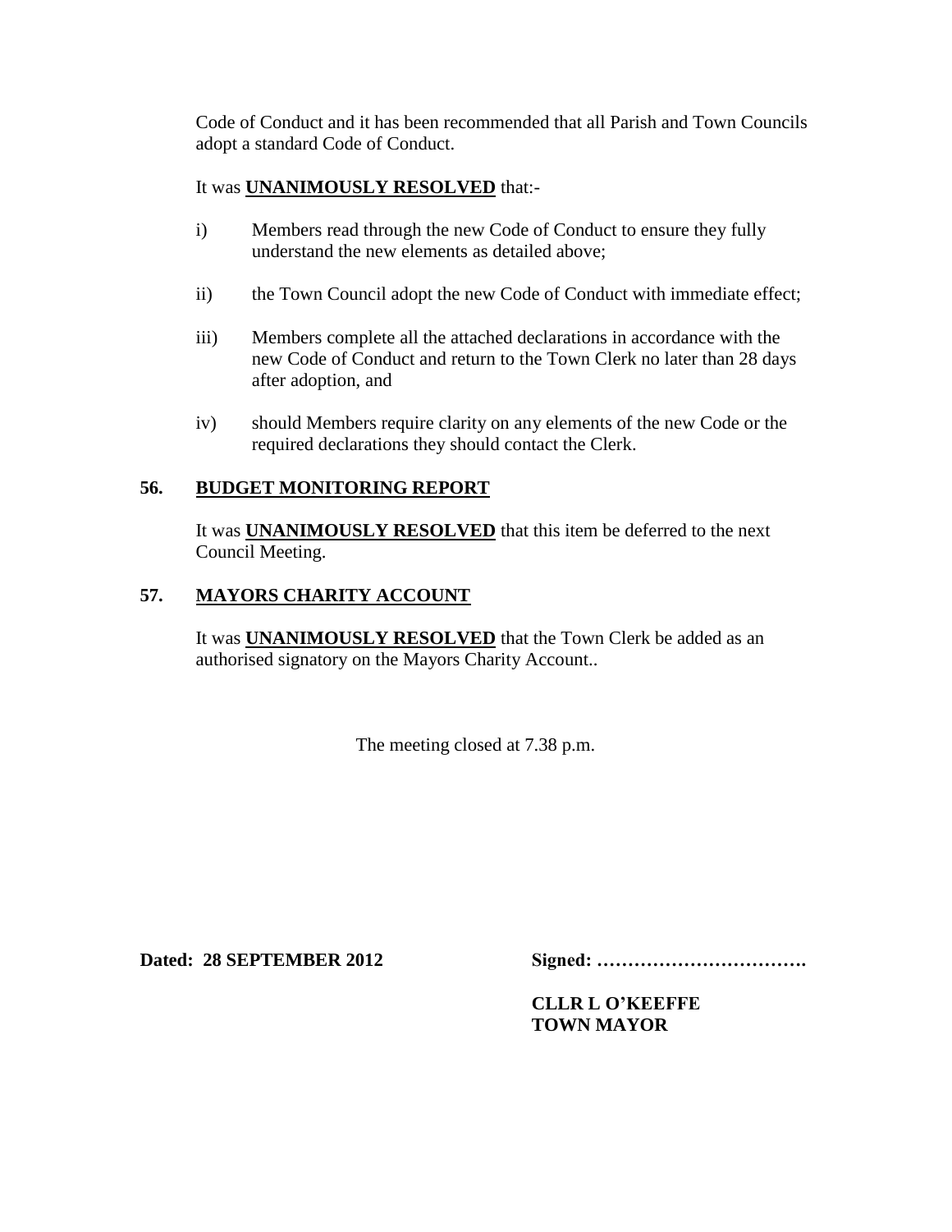Code of Conduct and it has been recommended that all Parish and Town Councils adopt a standard Code of Conduct.

It was **UNANIMOUSLY RESOLVED** that:-

i) Members read through the new Code of Conduct to ensure they fully understand the new elements as detailed above;

ii) the Town Council adopt the new Code of Conduct with immediate effect;

iii) Members complete all the attached declarations in accordance with the new Code of Conduct and return to the Town Clerk no later than 28 days after adoption, and

iv) should Members require clarity on any elements of the new Code or the required declarations they should contact the Clerk.

## 56. BUDGET MONITORING REPORT

It was **UNANIMOUSLY RESOLVED** that this item be deferred to the next Council Meeting.

## 57. MAYORS CHARITY ACCOUNT

It was **UNANIMOUSLY RESOLVED** that the Town Clerk be added as an authorised signatory on the Mayors Charity Account..

The meeting closed at 7.38 p.m.

**Dated: 28 SEPTEMBER 2012** **Signed: …………………………….**

**CLLR L O'KEEFFE**
**TOWN MAYOR**